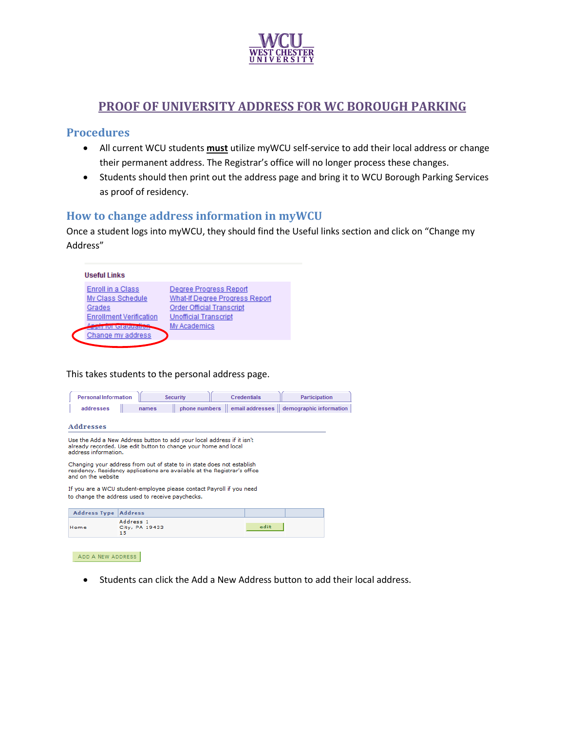# PROOF OF UNIVERSITY ADDRESS FOR WC BOROUGH PARKING

## Procedures

- All current WCU students **must** utilize myWCU self-service to add their local address or change their permanent address. The Registrar's office will no longer process these changes.
- Students should then print out the address page and bring it to WCU Borough Parking Services as proof of residency.

## How to change address information in myWCU

Once a student logs into myWCU, they should find the Useful links section and click on "Change my Address"

**Useful Links**

| | |
|---|---|
| Enroll in a Class | Degree Progress Report |
| My Class Schedule | What-If Degree Progress Report |
| Grades | Order Official Transcript |
| Enrollment Verification | Unofficial Transcript |
| Apply for Graduation | My Academics |
| Change my address | |

This takes students to the personal address page.

Personal Information | Security | Credentials | Participation

addresses | names | phone numbers | email addresses | demographic information

**Addresses**

Use the Add a New Address button to add your local address if it isn't already recorded. Use edit button to change your home and local address information.

Changing your address from out of state to in state does not establish residency. Residency applications are available at the Registrar's office and on the website

If you are a WCU student-employee please contact Payroll if you need to change the address used to receive paychecks.

| Address Type | Address | | |
|---|---|---|---|
| Home | Address 1<br>City, PA 19433<br>15 | edit | |

ADD A NEW ADDRESS

- Students can click the Add a New Address button to add their local address.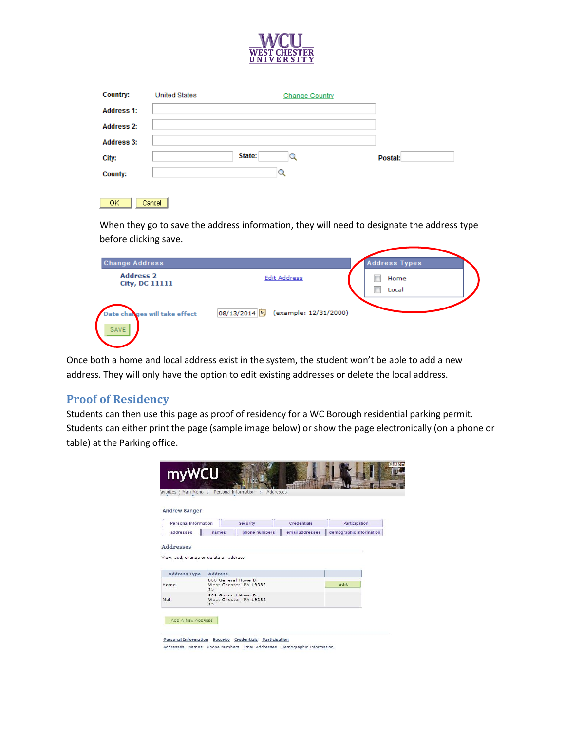Country: United States Change Country

Address 1:

Address 2:

Address 3:

City: State: Postal:

County:

OK Cancel

When they go to save the address information, they will need to designate the address type before clicking save.

Change Address

Address 2
City, DC 11111

Edit Address

Address Types

Home

Local

Date changes will take effect 08/13/2014 (example: 12/31/2000)

SAVE

Once both a home and local address exist in the system, the student won't be able to add a new address. They will only have the option to edit existing addresses or delete the local address.

## Proof of Residency

Students can then use this page as proof of residency for a WC Borough residential parking permit. Students can either print the page (sample image below) or show the page electronically (on a phone or table) at the Parking office.

myWCU

Favorites | Main Menu > Personal Information > Addresses

Andrew Sanger

Personal Information | Security | Credentials | Participation

addresses | names | phone numbers | email addresses | demographic information

Addresses

View, add, change or delete an address.

| Address Type | Address | |
|---|---|---|
| Home | 808 General Howe Dr<br>West Chester, PA 19382<br>15 | edit |
| Mail | 808 General Howe Dr<br>West Chester, PA 19382<br>15 | |

Add A New Address

Personal Information Security Credentials Participation

Addresses Names Phone Numbers Email Addresses Demographic Information